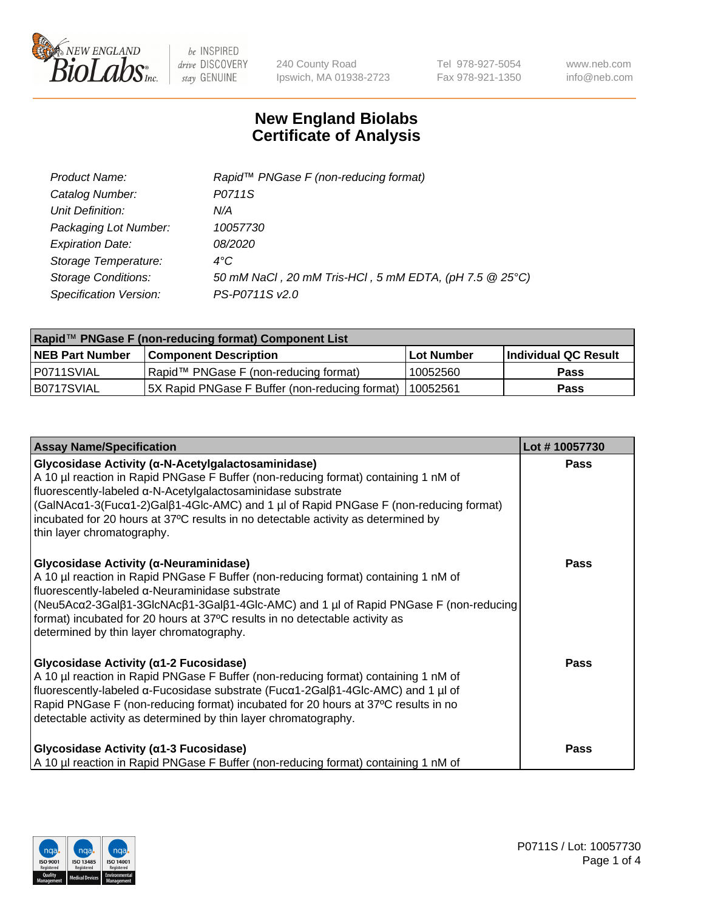# New England Biolabs Certificate of Analysis

| | |
|---|---|
| *Product Name:* | *Rapid™ PNGase F (non-reducing format)* |
| *Catalog Number:* | *P0711S* |
| *Unit Definition:* | *N/A* |
| *Packaging Lot Number:* | *10057730* |
| *Expiration Date:* | *08/2020* |
| *Storage Temperature:* | *4°C* |
| *Storage Conditions:* | *50 mM NaCl , 20 mM Tris-HCl , 5 mM EDTA, (pH 7.5 @ 25°C)* |
| *Specification Version:* | *PS-P0711S v2.0* |

| Rapid™ PNGase F (non-reducing format) Component List | | | |
|---|---|---|---|
| **NEB Part Number** | **Component Description** | **Lot Number** | **Individual QC Result** |
| P0711SVIAL | Rapid™ PNGase F (non-reducing format) | 10052560 | **Pass** |
| B0717SVIAL | 5X Rapid PNGase F Buffer (non-reducing format) | 10052561 | **Pass** |

| Assay Name/Specification | Lot # 10057730 |
|---|---|
| **Glycosidase Activity (α-N-Acetylgalactosaminidase)**<br>A 10 µl reaction in Rapid PNGase F Buffer (non-reducing format) containing 1 nM of fluorescently-labeled α-N-Acetylgalactosaminidase substrate (GalNAcα1-3(Fucα1-2)Galβ1-4Glc-AMC) and 1 µl of Rapid PNGase F (non-reducing format) incubated for 20 hours at 37ºC results in no detectable activity as determined by thin layer chromatography. | **Pass** |
| **Glycosidase Activity (α-Neuraminidase)**<br>A 10 µl reaction in Rapid PNGase F Buffer (non-reducing format) containing 1 nM of fluorescently-labeled α-Neuraminidase substrate (Neu5Acα2-3Galβ1-3GlcNAcβ1-3Galβ1-4Glc-AMC) and 1 µl of Rapid PNGase F (non-reducing format) incubated for 20 hours at 37ºC results in no detectable activity as determined by thin layer chromatography. | **Pass** |
| **Glycosidase Activity (α1-2 Fucosidase)**<br>A 10 µl reaction in Rapid PNGase F Buffer (non-reducing format) containing 1 nM of fluorescently-labeled α-Fucosidase substrate (Fucα1-2Galβ1-4Glc-AMC) and 1 µl of Rapid PNGase F (non-reducing format) incubated for 20 hours at 37ºC results in no detectable activity as determined by thin layer chromatography. | **Pass** |
| **Glycosidase Activity (α1-3 Fucosidase)**<br>A 10 µl reaction in Rapid PNGase F Buffer (non-reducing format) containing 1 nM of | **Pass** |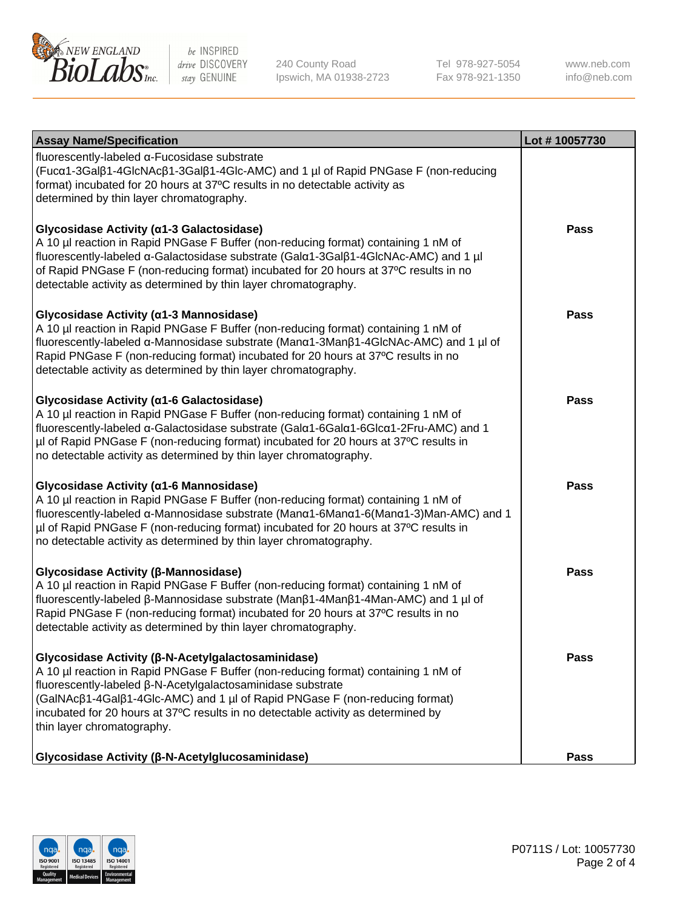| Assay Name/Specification | Lot # 10057730 |
| --- | --- |
| fluorescently-labeled α-Fucosidase substrate (Fucα1-3Galβ1-4GlcNAcβ1-3Galβ1-4Glc-AMC) and 1 µl of Rapid PNGase F (non-reducing format) incubated for 20 hours at 37ºC results in no detectable activity as determined by thin layer chromatography. | |
| **Glycosidase Activity (α1-3 Galactosidase)**<br>A 10 µl reaction in Rapid PNGase F Buffer (non-reducing format) containing 1 nM of fluorescently-labeled α-Galactosidase substrate (Galα1-3Galβ1-4GlcNAc-AMC) and 1 µl of Rapid PNGase F (non-reducing format) incubated for 20 hours at 37ºC results in no detectable activity as determined by thin layer chromatography. | **Pass** |
| **Glycosidase Activity (α1-3 Mannosidase)**<br>A 10 µl reaction in Rapid PNGase F Buffer (non-reducing format) containing 1 nM of fluorescently-labeled α-Mannosidase substrate (Manα1-3Manβ1-4GlcNAc-AMC) and 1 µl of Rapid PNGase F (non-reducing format) incubated for 20 hours at 37ºC results in no detectable activity as determined by thin layer chromatography. | **Pass** |
| **Glycosidase Activity (α1-6 Galactosidase)**<br>A 10 µl reaction in Rapid PNGase F Buffer (non-reducing format) containing 1 nM of fluorescently-labeled α-Galactosidase substrate (Galα1-6Galα1-6Glcα1-2Fru-AMC) and 1 µl of Rapid PNGase F (non-reducing format) incubated for 20 hours at 37ºC results in no detectable activity as determined by thin layer chromatography. | **Pass** |
| **Glycosidase Activity (α1-6 Mannosidase)**<br>A 10 µl reaction in Rapid PNGase F Buffer (non-reducing format) containing 1 nM of fluorescently-labeled α-Mannosidase substrate (Manα1-6Manα1-6(Manα1-3)Man-AMC) and 1 µl of Rapid PNGase F (non-reducing format) incubated for 20 hours at 37ºC results in no detectable activity as determined by thin layer chromatography. | **Pass** |
| **Glycosidase Activity (β-Mannosidase)**<br>A 10 µl reaction in Rapid PNGase F Buffer (non-reducing format) containing 1 nM of fluorescently-labeled β-Mannosidase substrate (Manβ1-4Manβ1-4Man-AMC) and 1 µl of Rapid PNGase F (non-reducing format) incubated for 20 hours at 37ºC results in no detectable activity as determined by thin layer chromatography. | **Pass** |
| **Glycosidase Activity (β-N-Acetylgalactosaminidase)**<br>A 10 µl reaction in Rapid PNGase F Buffer (non-reducing format) containing 1 nM of fluorescently-labeled β-N-Acetylgalactosaminidase substrate (GalNAcβ1-4Galβ1-4Glc-AMC) and 1 µl of Rapid PNGase F (non-reducing format) incubated for 20 hours at 37ºC results in no detectable activity as determined by thin layer chromatography. | **Pass** |
| **Glycosidase Activity (β-N-Acetylglucosaminidase)** | **Pass** |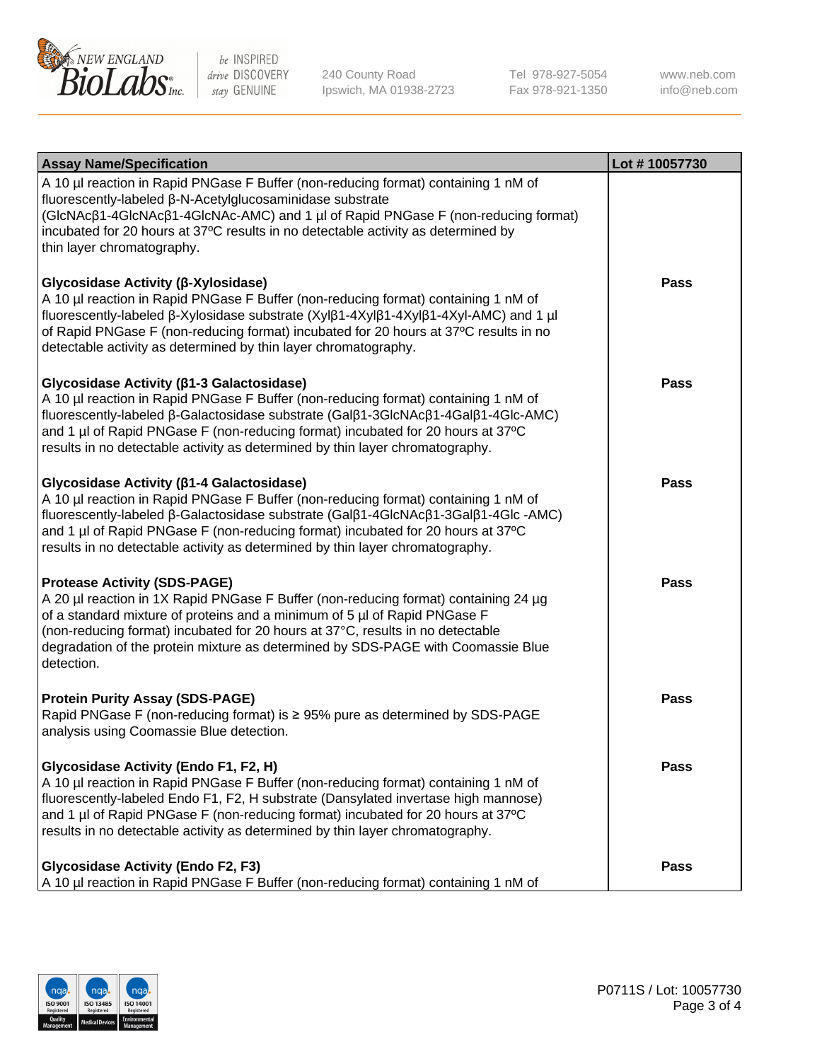| Assay Name/Specification | Lot # 10057730 |
|---|---|
| A 10 µl reaction in Rapid PNGase F Buffer (non-reducing format) containing 1 nM of fluorescently-labeled β-N-Acetylglucosaminidase substrate (GlcNAcβ1-4GlcNAcβ1-4GlcNAc-AMC) and 1 µl of Rapid PNGase F (non-reducing format) incubated for 20 hours at 37ºC results in no detectable activity as determined by thin layer chromatography. | |
| **Glycosidase Activity (β-Xylosidase)**<br>A 10 µl reaction in Rapid PNGase F Buffer (non-reducing format) containing 1 nM of fluorescently-labeled β-Xylosidase substrate (Xylβ1-4Xylβ1-4Xylβ1-4Xyl-AMC) and 1 µl of Rapid PNGase F (non-reducing format) incubated for 20 hours at 37ºC results in no detectable activity as determined by thin layer chromatography. | Pass |
| **Glycosidase Activity (β1-3 Galactosidase)**<br>A 10 µl reaction in Rapid PNGase F Buffer (non-reducing format) containing 1 nM of fluorescently-labeled β-Galactosidase substrate (Galβ1-3GlcNAcβ1-4Galβ1-4Glc-AMC) and 1 µl of Rapid PNGase F (non-reducing format) incubated for 20 hours at 37ºC results in no detectable activity as determined by thin layer chromatography. | Pass |
| **Glycosidase Activity (β1-4 Galactosidase)**<br>A 10 µl reaction in Rapid PNGase F Buffer (non-reducing format) containing 1 nM of fluorescently-labeled β-Galactosidase substrate (Galβ1-4GlcNAcβ1-3Galβ1-4Glc -AMC) and 1 µl of Rapid PNGase F (non-reducing format) incubated for 20 hours at 37ºC results in no detectable activity as determined by thin layer chromatography. | Pass |
| **Protease Activity (SDS-PAGE)**<br>A 20 µl reaction in 1X Rapid PNGase F Buffer (non-reducing format) containing 24 µg of a standard mixture of proteins and a minimum of 5 µl of Rapid PNGase F (non-reducing format) incubated for 20 hours at 37°C, results in no detectable degradation of the protein mixture as determined by SDS-PAGE with Coomassie Blue detection. | Pass |
| **Protein Purity Assay (SDS-PAGE)**<br>Rapid PNGase F (non-reducing format) is ≥ 95% pure as determined by SDS-PAGE analysis using Coomassie Blue detection. | Pass |
| **Glycosidase Activity (Endo F1, F2, H)**<br>A 10 µl reaction in Rapid PNGase F Buffer (non-reducing format) containing 1 nM of fluorescently-labeled Endo F1, F2, H substrate (Dansylated invertase high mannose) and 1 µl of Rapid PNGase F (non-reducing format) incubated for 20 hours at 37ºC results in no detectable activity as determined by thin layer chromatography. | Pass |
| **Glycosidase Activity (Endo F2, F3)**<br>A 10 µl reaction in Rapid PNGase F Buffer (non-reducing format) containing 1 nM of | Pass |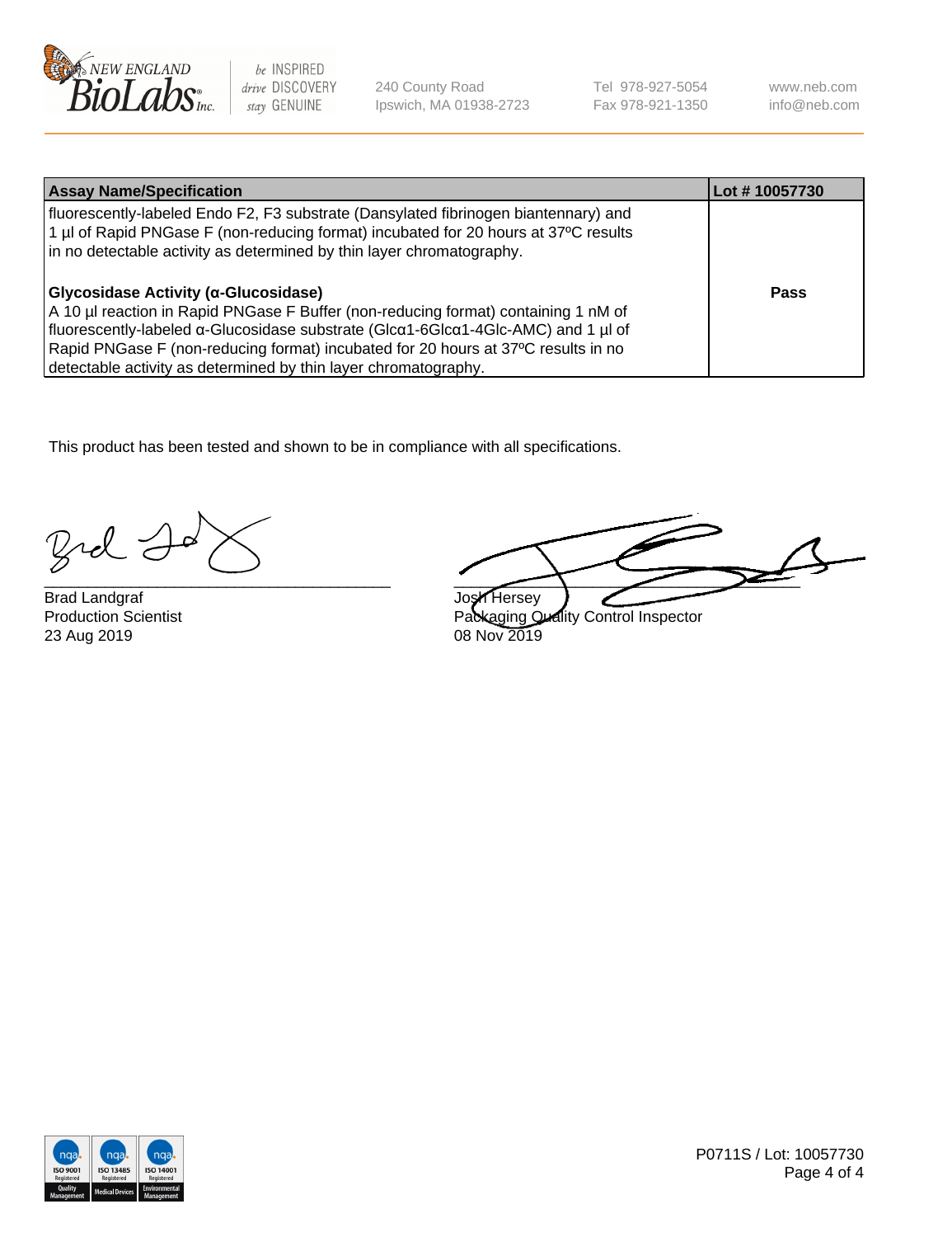| Assay Name/Specification | Lot # 10057730 |
|---|---|
| fluorescently-labeled Endo F2, F3 substrate (Dansylated fibrinogen biantennary) and 1 µl of Rapid PNGase F (non-reducing format) incubated for 20 hours at 37ºC results in no detectable activity as determined by thin layer chromatography. | |
| **Glycosidase Activity (α-Glucosidase)**<br>A 10 µl reaction in Rapid PNGase F Buffer (non-reducing format) containing 1 nM of fluorescently-labeled α-Glucosidase substrate (Glcα1-6Glcα1-4Glc-AMC) and 1 µl of Rapid PNGase F (non-reducing format) incubated for 20 hours at 37ºC results in no detectable activity as determined by thin layer chromatography. | **Pass** |

This product has been tested and shown to be in compliance with all specifications.

Brad Landgraf
Production Scientist
23 Aug 2019

Josh Hersey
Packaging Quality Control Inspector
08 Nov 2019

P0711S / Lot: 10057730